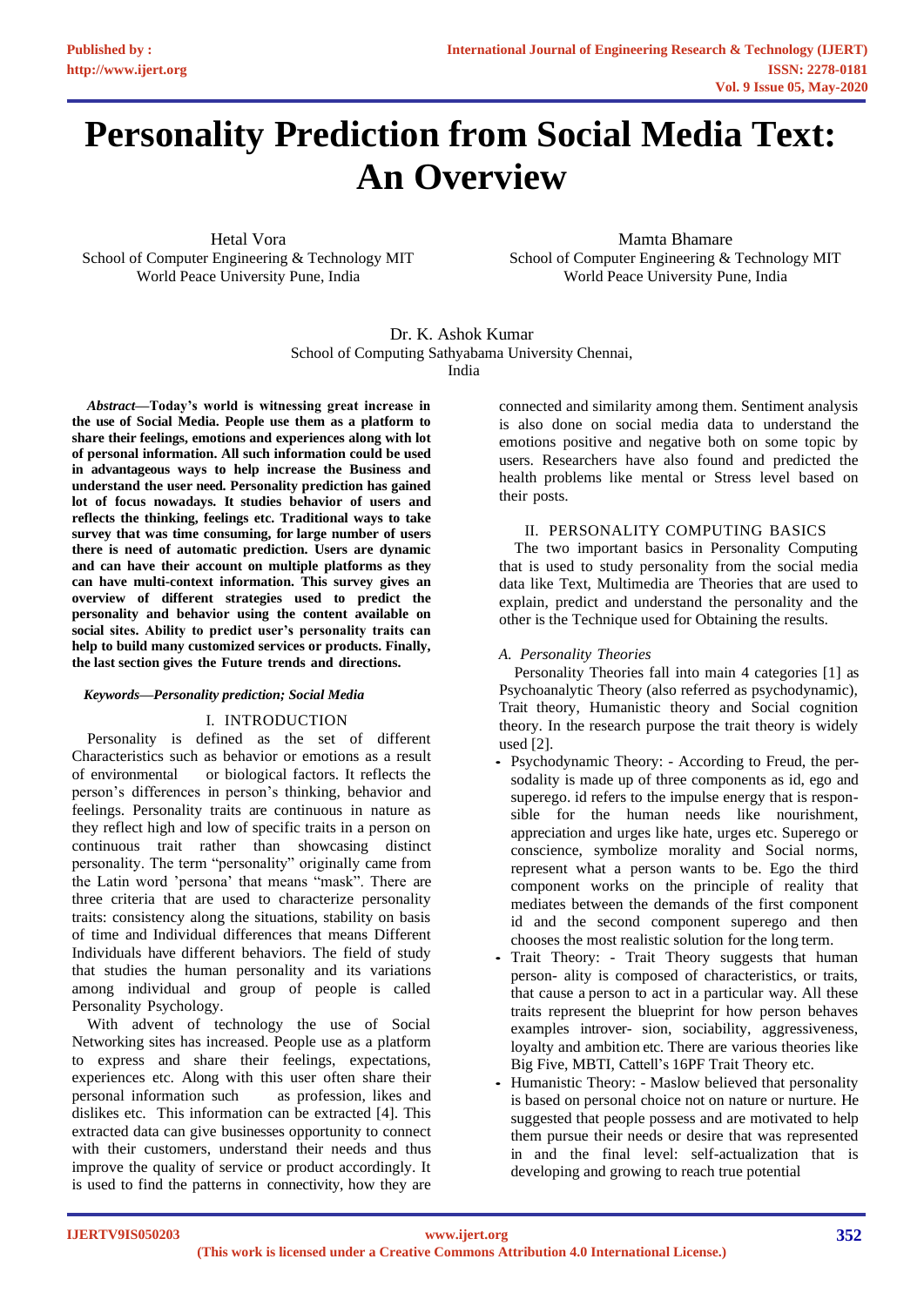# Personality Prediction from Social Media Text: An Overview

Hetal Vora
School of Computer Engineering & Technology MIT World Peace University Pune, India

Mamta Bhamare
School of Computer Engineering & Technology MIT World Peace University Pune, India

Dr. K. Ashok Kumar
School of Computing Sathyabama University Chennai, India

***Abstract*—Today's world is witnessing great increase in the use of Social Media. People use them as a platform to share their feelings, emotions and experiences along with lot of personal information. All such information could be used in advantageous ways to help increase the Business and understand the user need. Personality prediction has gained lot of focus nowadays. It studies behavior of users and reflects the thinking, feelings etc. Traditional ways to take survey that was time consuming, for large number of users there is need of automatic prediction. Users are dynamic and can have their account on multiple platforms as they can have multi-context information. This survey gives an overview of different strategies used to predict the personality and behavior using the content available on social sites. Ability to predict user's personality traits can help to build many customized services or products. Finally, the last section gives the Future trends and directions.**

***Keywords*—*Personality prediction; Social Media***

## I. INTRODUCTION

Personality is defined as the set of different Characteristics such as behavior or emotions as a result of environmental or biological factors. It reflects the person's differences in person's thinking, behavior and feelings. Personality traits are continuous in nature as they reflect high and low of specific traits in a person on continuous trait rather than showcasing distinct personality. The term "personality" originally came from the Latin word 'persona' that means "mask". There are three criteria that are used to characterize personality traits: consistency along the situations, stability on basis of time and Individual differences that means Different Individuals have different behaviors. The field of study that studies the human personality and its variations among individual and group of people is called Personality Psychology.

With advent of technology the use of Social Networking sites has increased. People use as a platform to express and share their feelings, expectations, experiences etc. Along with this user often share their personal information such as profession, likes and dislikes etc. This information can be extracted [4]. This extracted data can give businesses opportunity to connect with their customers, understand their needs and thus improve the quality of service or product accordingly. It is used to find the patterns in connectivity, how they are connected and similarity among them. Sentiment analysis is also done on social media data to understand the emotions positive and negative both on some topic by users. Researchers have also found and predicted the health problems like mental or Stress level based on their posts.

## II. PERSONALITY COMPUTING BASICS

The two important basics in Personality Computing that is used to study personality from the social media data like Text, Multimedia are Theories that are used to explain, predict and understand the personality and the other is the Technique used for Obtaining the results.

### *A. Personality Theories*

Personality Theories fall into main 4 categories [1] as Psychoanalytic Theory (also referred as psychodynamic), Trait theory, Humanistic theory and Social cognition theory. In the research purpose the trait theory is widely used [2].

- Psychodynamic Theory: - According to Freud, the persodality is made up of three components as id, ego and superego. id refers to the impulse energy that is responsible for the human needs like nourishment, appreciation and urges like hate, urges etc. Superego or conscience, symbolize morality and Social norms, represent what a person wants to be. Ego the third component works on the principle of reality that mediates between the demands of the first component id and the second component superego and then chooses the most realistic solution for the long term.
- Trait Theory: - Trait Theory suggests that human person- ality is composed of characteristics, or traits, that cause a person to act in a particular way. All these traits represent the blueprint for how person behaves examples introver- sion, sociability, aggressiveness, loyalty and ambition etc. There are various theories like Big Five, MBTI, Cattell's 16PF Trait Theory etc.
- Humanistic Theory: - Maslow believed that personality is based on personal choice not on nature or nurture. He suggested that people possess and are motivated to help them pursue their needs or desire that was represented in and the final level: self-actualization that is developing and growing to reach true potential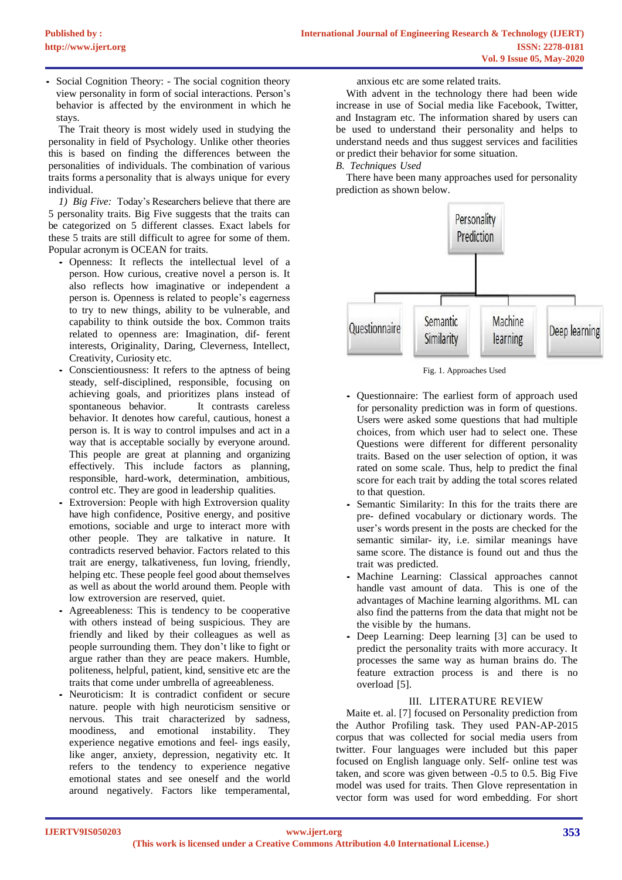- Social Cognition Theory: - The social cognition theory view personality in form of social interactions. Person's behavior is affected by the environment in which he stays.

The Trait theory is most widely used in studying the personality in field of Psychology. Unlike other theories this is based on finding the differences between the personalities of individuals. The combination of various traits forms a personality that is always unique for every individual.

*1) Big Five:* Today's Researchers believe that there are 5 personality traits. Big Five suggests that the traits can be categorized on 5 different classes. Exact labels for these 5 traits are still difficult to agree for some of them. Popular acronym is OCEAN for traits.

- Openness: It reflects the intellectual level of a person. How curious, creative novel a person is. It also reflects how imaginative or independent a person is. Openness is related to people's eagerness to try to new things, ability to be vulnerable, and capability to think outside the box. Common traits related to openness are: Imagination, dif- ferent interests, Originality, Daring, Cleverness, Intellect, Creativity, Curiosity etc.
- Conscientiousness: It refers to the aptness of being steady, self-disciplined, responsible, focusing on achieving goals, and prioritizes plans instead of spontaneous behavior. It contrasts careless behavior. It denotes how careful, cautious, honest a person is. It is way to control impulses and act in a way that is acceptable socially by everyone around. This people are great at planning and organizing effectively. This include factors as planning, responsible, hard-work, determination, ambitious, control etc. They are good in leadership qualities.
- Extroversion: People with high Extroversion quality have high confidence, Positive energy, and positive emotions, sociable and urge to interact more with other people. They are talkative in nature. It contradicts reserved behavior. Factors related to this trait are energy, talkativeness, fun loving, friendly, helping etc. These people feel good about themselves as well as about the world around them. People with low extroversion are reserved, quiet.
- Agreeableness: This is tendency to be cooperative with others instead of being suspicious. They are friendly and liked by their colleagues as well as people surrounding them. They don't like to fight or argue rather than they are peace makers. Humble, politeness, helpful, patient, kind, sensitive etc are the traits that come under umbrella of agreeableness.
- Neuroticism: It is contradict confident or secure nature. people with high neuroticism sensitive or nervous. This trait characterized by sadness, moodiness, and emotional instability. They experience negative emotions and feel- ings easily, like anger, anxiety, depression, negativity etc. It refers to the tendency to experience negative emotional states and see oneself and the world around negatively. Factors like temperamental, anxious etc are some related traits.

With advent in the technology there had been wide increase in use of Social media like Facebook, Twitter, and Instagram etc. The information shared by users can be used to understand their personality and helps to understand needs and thus suggest services and facilities or predict their behavior for some situation.

*B. Techniques Used*

There have been many approaches used for personality prediction as shown below.

Personality Prediction → Questionnaire | Semantic Similarity | Machine learning | Deep learning

Fig. 1. Approaches Used

- Questionnaire: The earliest form of approach used for personality prediction was in form of questions. Users were asked some questions that had multiple choices, from which user had to select one. These Questions were different for different personality traits. Based on the user selection of option, it was rated on some scale. Thus, help to predict the final score for each trait by adding the total scores related to that question.
- Semantic Similarity: In this for the traits there are pre- defined vocabulary or dictionary words. The user's words present in the posts are checked for the semantic similar- ity, i.e. similar meanings have same score. The distance is found out and thus the trait was predicted.
- Machine Learning: Classical approaches cannot handle vast amount of data. This is one of the advantages of Machine learning algorithms. ML can also find the patterns from the data that might not be the visible by the humans.
- Deep Learning: Deep learning [3] can be used to predict the personality traits with more accuracy. It processes the same way as human brains do. The feature extraction process is and there is no overload [5].

## III. LITERATURE REVIEW

Maite et. al. [7] focused on Personality prediction from the Author Profiling task. They used PAN-AP-2015 corpus that was collected for social media users from twitter. Four languages were included but this paper focused on English language only. Self- online test was taken, and score was given between -0.5 to 0.5. Big Five model was used for traits. Then Glove representation in vector form was used for word embedding. For short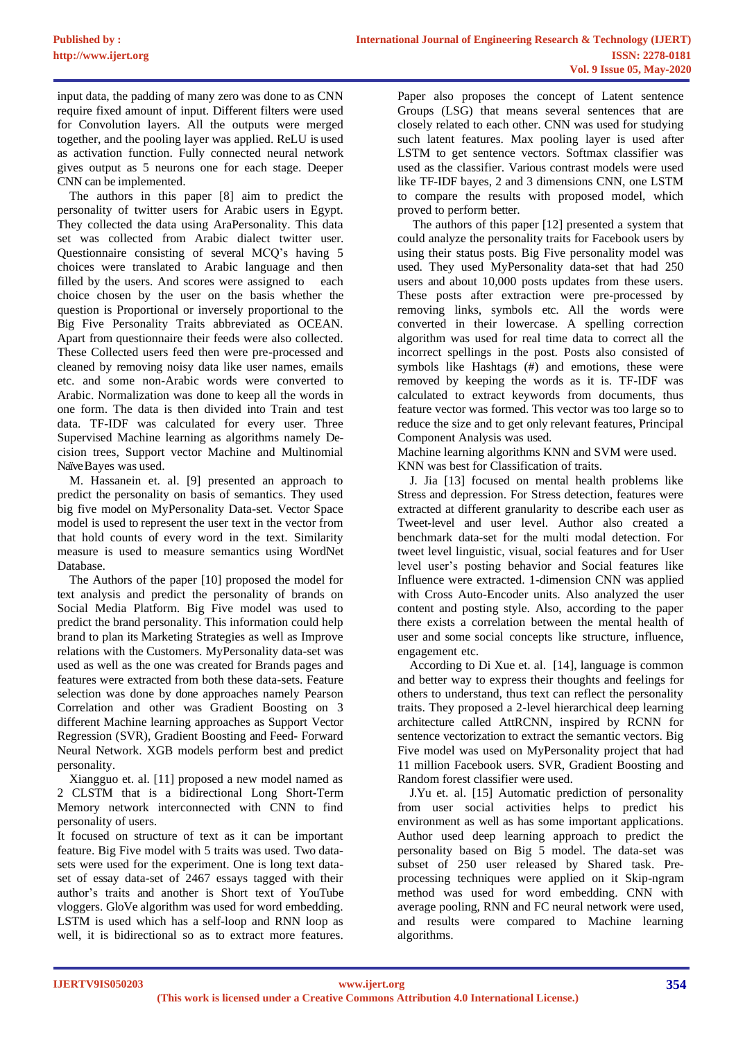input data, the padding of many zero was done to as CNN require fixed amount of input. Different filters were used for Convolution layers. All the outputs were merged together, and the pooling layer was applied. ReLU is used as activation function. Fully connected neural network gives output as 5 neurons one for each stage. Deeper CNN can be implemented.

The authors in this paper [8] aim to predict the personality of twitter users for Arabic users in Egypt. They collected the data using AraPersonality. This data set was collected from Arabic dialect twitter user. Questionnaire consisting of several MCQ's having 5 choices were translated to Arabic language and then filled by the users. And scores were assigned to each choice chosen by the user on the basis whether the question is Proportional or inversely proportional to the Big Five Personality Traits abbreviated as OCEAN. Apart from questionnaire their feeds were also collected. These Collected users feed then were pre-processed and cleaned by removing noisy data like user names, emails etc. and some non-Arabic words were converted to Arabic. Normalization was done to keep all the words in one form. The data is then divided into Train and test data. TF-IDF was calculated for every user. Three Supervised Machine learning as algorithms namely Decision trees, Support vector Machine and Multinomial NaïveBayes was used.

M. Hassanein et. al. [9] presented an approach to predict the personality on basis of semantics. They used big five model on MyPersonality Data-set. Vector Space model is used to represent the user text in the vector from that hold counts of every word in the text. Similarity measure is used to measure semantics using WordNet Database.

The Authors of the paper [10] proposed the model for text analysis and predict the personality of brands on Social Media Platform. Big Five model was used to predict the brand personality. This information could help brand to plan its Marketing Strategies as well as Improve relations with the Customers. MyPersonality data-set was used as well as the one was created for Brands pages and features were extracted from both these data-sets. Feature selection was done by done approaches namely Pearson Correlation and other was Gradient Boosting on 3 different Machine learning approaches as Support Vector Regression (SVR), Gradient Boosting and Feed- Forward Neural Network. XGB models perform best and predict personality.

Xiangguo et. al. [11] proposed a new model named as 2 CLSTM that is a bidirectional Long Short-Term Memory network interconnected with CNN to find personality of users.

It focused on structure of text as it can be important feature. Big Five model with 5 traits was used. Two data-sets were used for the experiment. One is long text data-set of essay data-set of 2467 essays tagged with their author's traits and another is Short text of YouTube vloggers. GloVe algorithm was used for word embedding. LSTM is used which has a self-loop and RNN loop as well, it is bidirectional so as to extract more features. Paper also proposes the concept of Latent sentence Groups (LSG) that means several sentences that are closely related to each other. CNN was used for studying such latent features. Max pooling layer is used after LSTM to get sentence vectors. Softmax classifier was used as the classifier. Various contrast models were used like TF-IDF bayes, 2 and 3 dimensions CNN, one LSTM to compare the results with proposed model, which proved to perform better.

The authors of this paper [12] presented a system that could analyze the personality traits for Facebook users by using their status posts. Big Five personality model was used. They used MyPersonality data-set that had 250 users and about 10,000 posts updates from these users. These posts after extraction were pre-processed by removing links, symbols etc. All the words were converted in their lowercase. A spelling correction algorithm was used for real time data to correct all the incorrect spellings in the post. Posts also consisted of symbols like Hashtags (#) and emotions, these were removed by keeping the words as it is. TF-IDF was calculated to extract keywords from documents, thus feature vector was formed. This vector was too large so to reduce the size and to get only relevant features, Principal Component Analysis was used.

Machine learning algorithms KNN and SVM were used. KNN was best for Classification of traits.

J. Jia [13] focused on mental health problems like Stress and depression. For Stress detection, features were extracted at different granularity to describe each user as Tweet-level and user level. Author also created a benchmark data-set for the multi modal detection. For tweet level linguistic, visual, social features and for User level user's posting behavior and Social features like Influence were extracted. 1-dimension CNN was applied with Cross Auto-Encoder units. Also analyzed the user content and posting style. Also, according to the paper there exists a correlation between the mental health of user and some social concepts like structure, influence, engagement etc.

According to Di Xue et. al. [14], language is common and better way to express their thoughts and feelings for others to understand, thus text can reflect the personality traits. They proposed a 2-level hierarchical deep learning architecture called AttRCNN, inspired by RCNN for sentence vectorization to extract the semantic vectors. Big Five model was used on MyPersonality project that had 11 million Facebook users. SVR, Gradient Boosting and Random forest classifier were used.

J.Yu et. al. [15] Automatic prediction of personality from user social activities helps to predict his environment as well as has some important applications. Author used deep learning approach to predict the personality based on Big 5 model. The data-set was subset of 250 user released by Shared task. Pre-processing techniques were applied on it Skip-ngram method was used for word embedding. CNN with average pooling, RNN and FC neural network were used, and results were compared to Machine learning algorithms.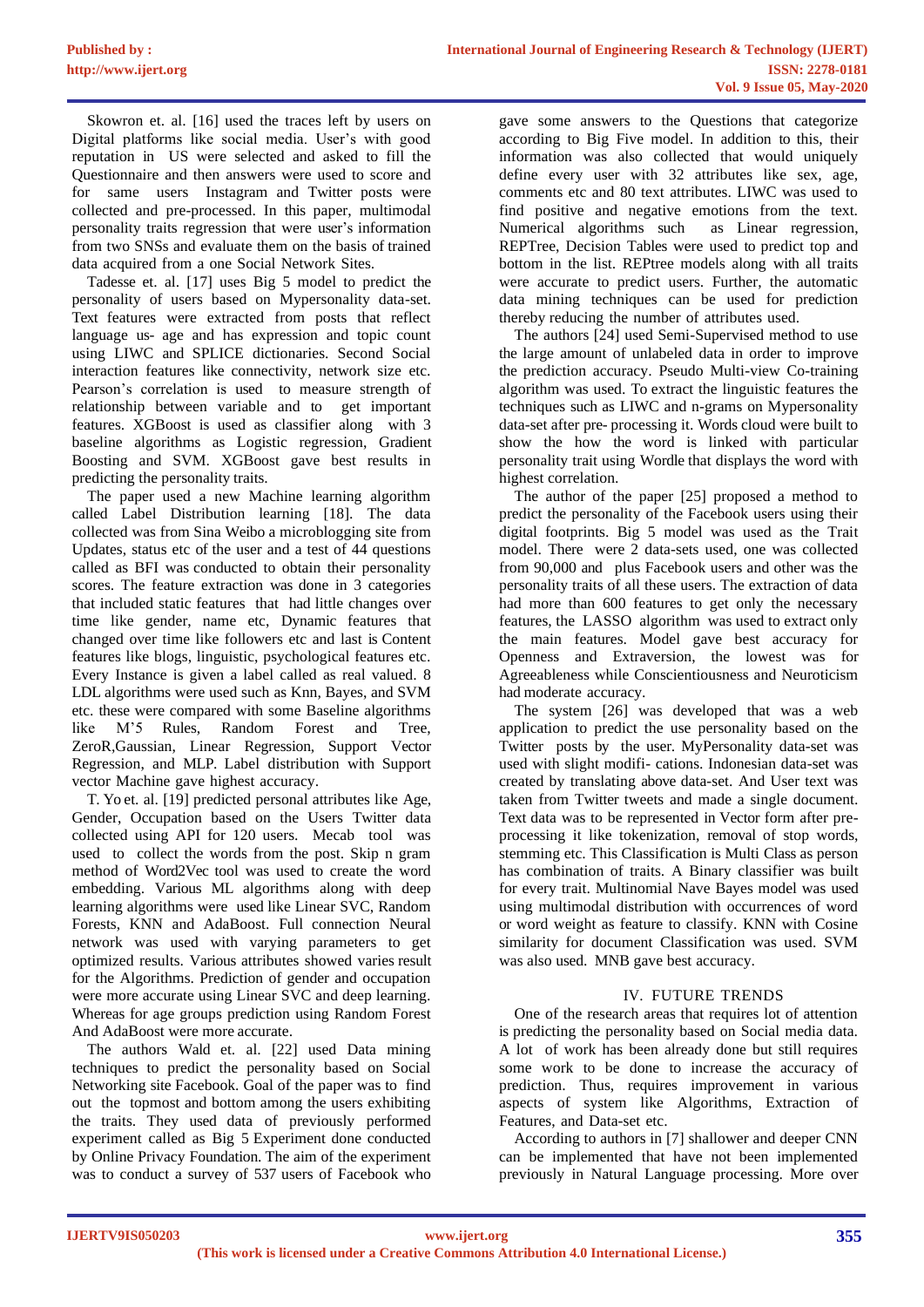Skowron et. al. [16] used the traces left by users on Digital platforms like social media. User's with good reputation in US were selected and asked to fill the Questionnaire and then answers were used to score and for same users Instagram and Twitter posts were collected and pre-processed. In this paper, multimodal personality traits regression that were user's information from two SNSs and evaluate them on the basis of trained data acquired from a one Social Network Sites.

Tadesse et. al. [17] uses Big 5 model to predict the personality of users based on Mypersonality data-set. Text features were extracted from posts that reflect language us- age and has expression and topic count using LIWC and SPLICE dictionaries. Second Social interaction features like connectivity, network size etc. Pearson's correlation is used to measure strength of relationship between variable and to get important features. XGBoost is used as classifier along with 3 baseline algorithms as Logistic regression, Gradient Boosting and SVM. XGBoost gave best results in predicting the personality traits.

The paper used a new Machine learning algorithm called Label Distribution learning [18]. The data collected was from Sina Weibo a microblogging site from Updates, status etc of the user and a test of 44 questions called as BFI was conducted to obtain their personality scores. The feature extraction was done in 3 categories that included static features that had little changes over time like gender, name etc, Dynamic features that changed over time like followers etc and last is Content features like blogs, linguistic, psychological features etc. Every Instance is given a label called as real valued. 8 LDL algorithms were used such as Knn, Bayes, and SVM etc. these were compared with some Baseline algorithms like M'5 Rules, Random Forest and Tree, ZeroR,Gaussian, Linear Regression, Support Vector Regression, and MLP. Label distribution with Support vector Machine gave highest accuracy.

T. Yo et. al. [19] predicted personal attributes like Age, Gender, Occupation based on the Users Twitter data collected using API for 120 users. Mecab tool was used to collect the words from the post. Skip n gram method of Word2Vec tool was used to create the word embedding. Various ML algorithms along with deep learning algorithms were used like Linear SVC, Random Forests, KNN and AdaBoost. Full connection Neural network was used with varying parameters to get optimized results. Various attributes showed varies result for the Algorithms. Prediction of gender and occupation were more accurate using Linear SVC and deep learning. Whereas for age groups prediction using Random Forest And AdaBoost were more accurate.

The authors Wald et. al. [22] used Data mining techniques to predict the personality based on Social Networking site Facebook. Goal of the paper was to find out the topmost and bottom among the users exhibiting the traits. They used data of previously performed experiment called as Big 5 Experiment done conducted by Online Privacy Foundation. The aim of the experiment was to conduct a survey of 537 users of Facebook who gave some answers to the Questions that categorize according to Big Five model. In addition to this, their information was also collected that would uniquely define every user with 32 attributes like sex, age, comments etc and 80 text attributes. LIWC was used to find positive and negative emotions from the text. Numerical algorithms such as Linear regression, REPTree, Decision Tables were used to predict top and bottom in the list. REPtree models along with all traits were accurate to predict users. Further, the automatic data mining techniques can be used for prediction thereby reducing the number of attributes used.

The authors [24] used Semi-Supervised method to use the large amount of unlabeled data in order to improve the prediction accuracy. Pseudo Multi-view Co-training algorithm was used. To extract the linguistic features the techniques such as LIWC and n-grams on Mypersonality data-set after pre- processing it. Words cloud were built to show the how the word is linked with particular personality trait using Wordle that displays the word with highest correlation.

The author of the paper [25] proposed a method to predict the personality of the Facebook users using their digital footprints. Big 5 model was used as the Trait model. There were 2 data-sets used, one was collected from 90,000 and plus Facebook users and other was the personality traits of all these users. The extraction of data had more than 600 features to get only the necessary features, the LASSO algorithm was used to extract only the main features. Model gave best accuracy for Openness and Extraversion, the lowest was for Agreeableness while Conscientiousness and Neuroticism had moderate accuracy.

The system [26] was developed that was a web application to predict the use personality based on the Twitter posts by the user. MyPersonality data-set was used with slight modifi- cations. Indonesian data-set was created by translating above data-set. And User text was taken from Twitter tweets and made a single document. Text data was to be represented in Vector form after pre-processing it like tokenization, removal of stop words, stemming etc. This Classification is Multi Class as person has combination of traits. A Binary classifier was built for every trait. Multinomial Nave Bayes model was used using multimodal distribution with occurrences of word or word weight as feature to classify. KNN with Cosine similarity for document Classification was used. SVM was also used. MNB gave best accuracy.

## IV. FUTURE TRENDS

One of the research areas that requires lot of attention is predicting the personality based on Social media data. A lot of work has been already done but still requires some work to be done to increase the accuracy of prediction. Thus, requires improvement in various aspects of system like Algorithms, Extraction of Features, and Data-set etc.

According to authors in [7] shallower and deeper CNN can be implemented that have not been implemented previously in Natural Language processing. More over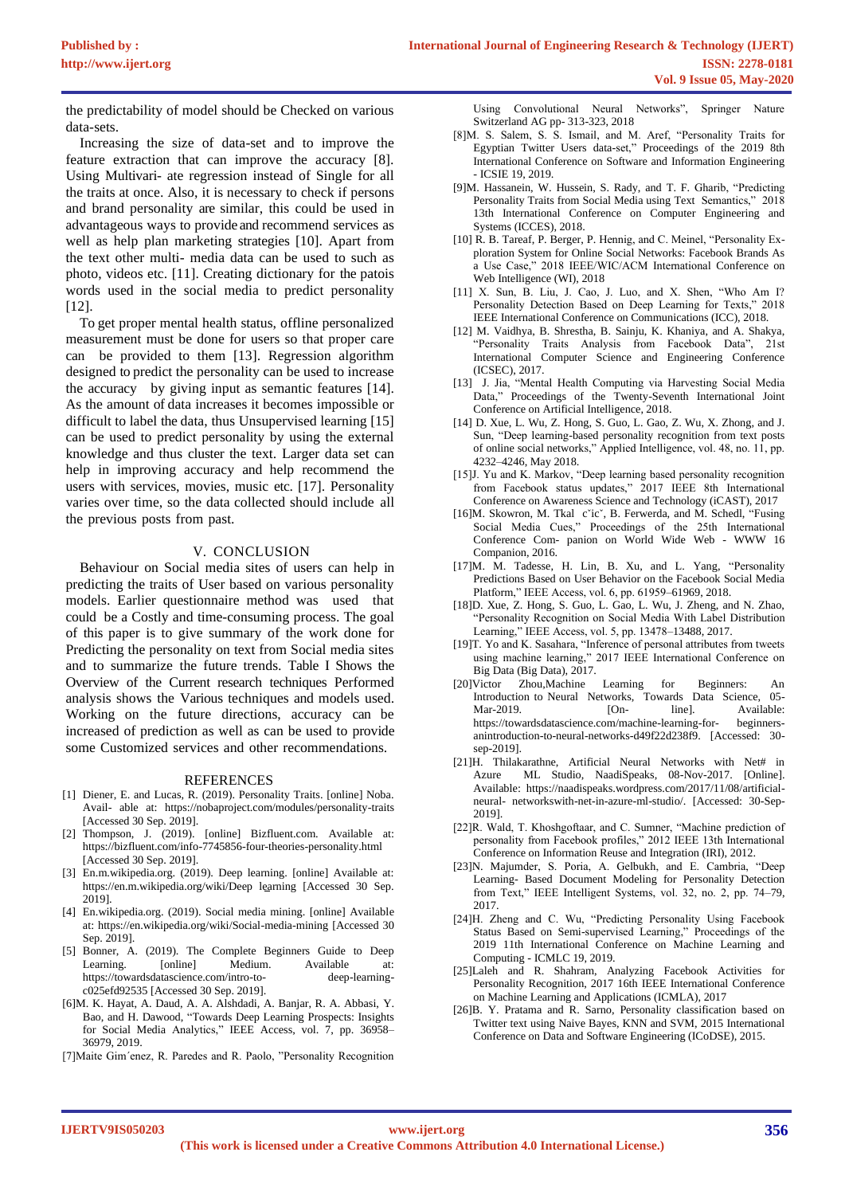the predictability of model should be Checked on various data-sets.

Increasing the size of data-set and to improve the feature extraction that can improve the accuracy [8]. Using Multivari- ate regression instead of Single for all the traits at once. Also, it is necessary to check if persons and brand personality are similar, this could be used in advantageous ways to provide and recommend services as well as help plan marketing strategies [10]. Apart from the text other multi- media data can be used to such as photo, videos etc. [11]. Creating dictionary for the patois words used in the social media to predict personality [12].

To get proper mental health status, offline personalized measurement must be done for users so that proper care can be provided to them [13]. Regression algorithm designed to predict the personality can be used to increase the accuracy by giving input as semantic features [14]. As the amount of data increases it becomes impossible or difficult to label the data, thus Unsupervised learning [15] can be used to predict personality by using the external knowledge and thus cluster the text. Larger data set can help in improving accuracy and help recommend the users with services, movies, music etc. [17]. Personality varies over time, so the data collected should include all the previous posts from past.

## V. CONCLUSION

Behaviour on Social media sites of users can help in predicting the traits of User based on various personality models. Earlier questionnaire method was used that could be a Costly and time-consuming process. The goal of this paper is to give summary of the work done for Predicting the personality on text from Social media sites and to summarize the future trends. Table I Shows the Overview of the Current research techniques Performed analysis shows the Various techniques and models used. Working on the future directions, accuracy can be increased of prediction as well as can be used to provide some Customized services and other recommendations.

## REFERENCES

- [1] Diener, E. and Lucas, R. (2019). Personality Traits. [online] Noba. Avail- able at: https://nobaproject.com/modules/personality-traits [Accessed 30 Sep. 2019].
- [2] Thompson, J. (2019). [online] Bizfluent.com. Available at: https://bizfluent.com/info-7745856-four-theories-personality.html [Accessed 30 Sep. 2019].
- [3] En.m.wikipedia.org. (2019). Deep learning. [online] Available at: https://en.m.wikipedia.org/wiki/Deep learning [Accessed 30 Sep. 2019].
- [4] En.wikipedia.org. (2019). Social media mining. [online] Available at: https://en.wikipedia.org/wiki/Social-media-mining [Accessed 30 Sep. 2019].
- [5] Bonner, A. (2019). The Complete Beginners Guide to Deep Learning. [online] Medium. Available at: https://towardsdatascience.com/intro-to- deep-learning-c025efd92535 [Accessed 30 Sep. 2019].
- [6]M. K. Hayat, A. Daud, A. A. Alshdadi, A. Banjar, R. A. Abbasi, Y. Bao, and H. Dawood, "Towards Deep Learning Prospects: Insights for Social Media Analytics," IEEE Access, vol. 7, pp. 36958–36979, 2019.
- [7]Maite Gim´enez, R. Paredes and R. Paolo, "Personality Recognition Using Convolutional Neural Networks", Springer Nature Switzerland AG pp- 313-323, 2018
- [8]M. S. Salem, S. S. Ismail, and M. Aref, "Personality Traits for Egyptian Twitter Users data-set," Proceedings of the 2019 8th International Conference on Software and Information Engineering - ICSIE 19, 2019.
- [9]M. Hassanein, W. Hussein, S. Rady, and T. F. Gharib, "Predicting Personality Traits from Social Media using Text Semantics," 2018 13th International Conference on Computer Engineering and Systems (ICCES), 2018.
- [10] R. B. Tareaf, P. Berger, P. Hennig, and C. Meinel, "Personality Ex- ploration System for Online Social Networks: Facebook Brands As a Use Case," 2018 IEEE/WIC/ACM International Conference on Web Intelligence (WI), 2018
- [11] X. Sun, B. Liu, J. Cao, J. Luo, and X. Shen, "Who Am I? Personality Detection Based on Deep Learning for Texts," 2018 IEEE International Conference on Communications (ICC), 2018.
- [12] M. Vaidhya, B. Shrestha, B. Sainju, K. Khaniya, and A. Shakya, "Personality Traits Analysis from Facebook Data", 21st International Computer Science and Engineering Conference (ICSEC), 2017.
- [13] J. Jia, "Mental Health Computing via Harvesting Social Media Data," Proceedings of the Twenty-Seventh International Joint Conference on Artificial Intelligence, 2018.
- [14] D. Xue, L. Wu, Z. Hong, S. Guo, L. Gao, Z. Wu, X. Zhong, and J. Sun, "Deep learning-based personality recognition from text posts of online social networks," Applied Intelligence, vol. 48, no. 11, pp. 4232–4246, May 2018.
- [15]J. Yu and K. Markov, "Deep learning based personality recognition from Facebook status updates," 2017 IEEE 8th International Conference on Awareness Science and Technology (iCAST), 2017
- [16]M. Skowron, M. Tkal c˘ic˘, B. Ferwerda, and M. Schedl, "Fusing Social Media Cues," Proceedings of the 25th International Conference Com- panion on World Wide Web - WWW 16 Companion, 2016.
- [17]M. M. Tadesse, H. Lin, B. Xu, and L. Yang, "Personality Predictions Based on User Behavior on the Facebook Social Media Platform," IEEE Access, vol. 6, pp. 61959–61969, 2018.
- [18]D. Xue, Z. Hong, S. Guo, L. Gao, L. Wu, J. Zheng, and N. Zhao, "Personality Recognition on Social Media With Label Distribution Learning," IEEE Access, vol. 5, pp. 13478–13488, 2017.
- [19]T. Yo and K. Sasahara, "Inference of personal attributes from tweets using machine learning," 2017 IEEE International Conference on Big Data (Big Data), 2017.
- [20]Victor Zhou,Machine Learning for Beginners: An Introduction to Neural Networks, Towards Data Science, 05-Mar-2019. [On- line]. Available: https://towardsdatascience.com/machine-learning-for- beginners-anintroduction-to-neural-networks-d49f22d238f9. [Accessed: 30-sep-2019].
- [21]H. Thilakarathne, Artificial Neural Networks with Net# in Azure ML Studio, NaadiSpeaks, 08-Nov-2017. [Online]. Available: https://naadispeaks.wordpress.com/2017/11/08/artificial-neural- networkswith-net-in-azure-ml-studio/. [Accessed: 30-Sep-2019].
- [22]R. Wald, T. Khoshgoftaar, and C. Sumner, "Machine prediction of personality from Facebook profiles," 2012 IEEE 13th International Conference on Information Reuse and Integration (IRI), 2012.
- [23]N. Majumder, S. Poria, A. Gelbukh, and E. Cambria, "Deep Learning- Based Document Modeling for Personality Detection from Text," IEEE Intelligent Systems, vol. 32, no. 2, pp. 74–79, 2017.
- [24]H. Zheng and C. Wu, "Predicting Personality Using Facebook Status Based on Semi-supervised Learning," Proceedings of the 2019 11th International Conference on Machine Learning and Computing - ICMLC 19, 2019.
- [25]Laleh and R. Shahram, Analyzing Facebook Activities for Personality Recognition, 2017 16th IEEE International Conference on Machine Learning and Applications (ICMLA), 2017
- [26]B. Y. Pratama and R. Sarno, Personality classification based on Twitter text using Naive Bayes, KNN and SVM, 2015 International Conference on Data and Software Engineering (ICoDSE), 2015.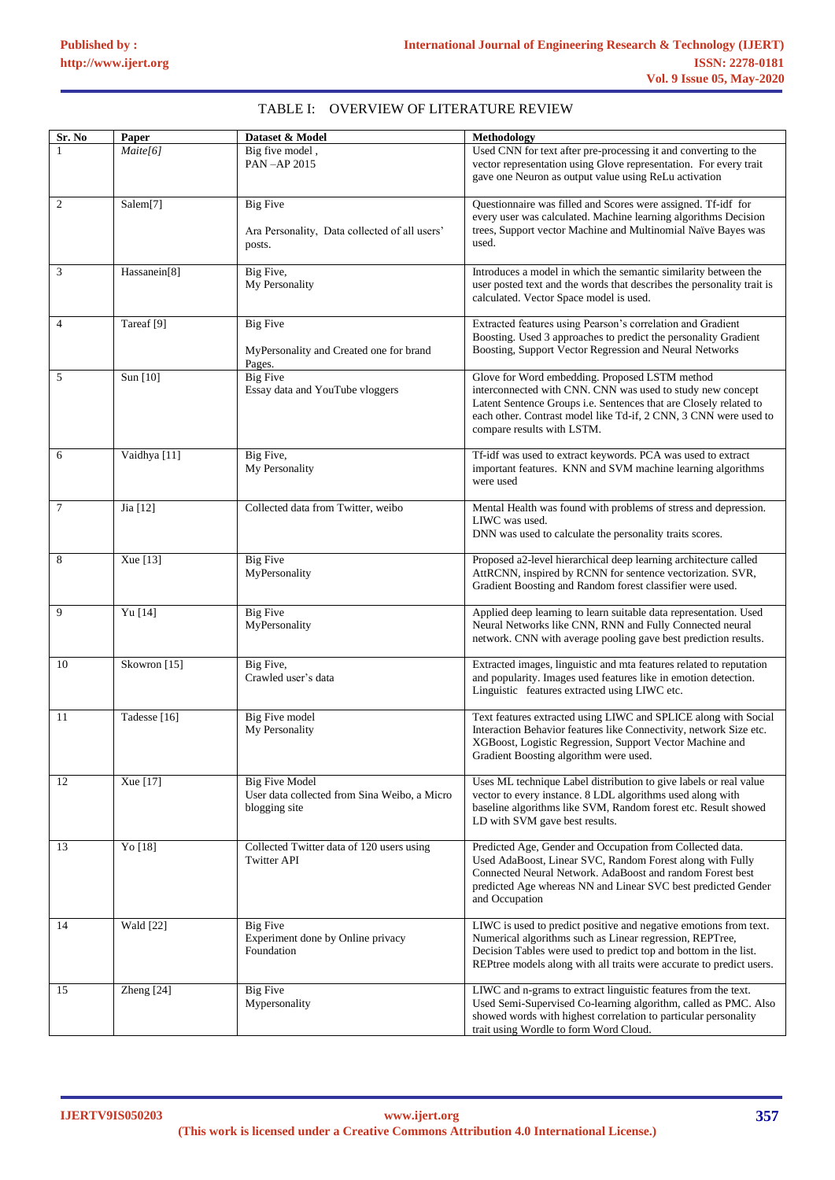TABLE I: OVERVIEW OF LITERATURE REVIEW

| Sr. No | Paper | Dataset & Model | Methodology |
|---|---|---|---|
| 1 | *Maite[6]* | Big five model , PAN –AP 2015 | Used CNN for text after pre-processing it and converting to the vector representation using Glove representation. For every trait gave one Neuron as output value using ReLu activation |
| 2 | Salem[7] | Big Five<br><br>Ara Personality, Data collected of all users' posts. | Questionnaire was filled and Scores were assigned. Tf-idf for every user was calculated. Machine learning algorithms Decision trees, Support vector Machine and Multinomial Naïve Bayes was used. |
| 3 | Hassanein[8] | Big Five, My Personality | Introduces a model in which the semantic similarity between the user posted text and the words that describes the personality trait is calculated. Vector Space model is used. |
| 4 | Tareaf [9] | Big Five<br><br>MyPersonality and Created one for brand Pages. | Extracted features using Pearson's correlation and Gradient Boosting. Used 3 approaches to predict the personality Gradient Boosting, Support Vector Regression and Neural Networks |
| 5 | Sun [10] | Big Five<br>Essay data and YouTube vloggers | Glove for Word embedding. Proposed LSTM method interconnected with CNN. CNN was used to study new concept Latent Sentence Groups i.e. Sentences that are Closely related to each other. Contrast model like Td-if, 2 CNN, 3 CNN were used to compare results with LSTM. |
| 6 | Vaidhya [11] | Big Five, My Personality | Tf-idf was used to extract keywords. PCA was used to extract important features. KNN and SVM machine learning algorithms were used |
| 7 | Jia [12] | Collected data from Twitter, weibo | Mental Health was found with problems of stress and depression. LIWC was used.<br>DNN was used to calculate the personality traits scores. |
| 8 | Xue [13] | Big Five<br>MyPersonality | Proposed a2-level hierarchical deep learning architecture called AttRCNN, inspired by RCNN for sentence vectorization. SVR, Gradient Boosting and Random forest classifier were used. |
| 9 | Yu [14] | Big Five<br>MyPersonality | Applied deep learning to learn suitable data representation. Used Neural Networks like CNN, RNN and Fully Connected neural network. CNN with average pooling gave best prediction results. |
| 10 | Skowron [15] | Big Five,<br>Crawled user's data | Extracted images, linguistic and mta features related to reputation and popularity. Images used features like in emotion detection. Linguistic features extracted using LIWC etc. |
| 11 | Tadesse [16] | Big Five model<br>My Personality | Text features extracted using LIWC and SPLICE along with Social Interaction Behavior features like Connectivity, network Size etc. XGBoost, Logistic Regression, Support Vector Machine and Gradient Boosting algorithm were used. |
| 12 | Xue [17] | Big Five Model<br>User data collected from Sina Weibo, a Micro blogging site | Uses ML technique Label distribution to give labels or real value vector to every instance. 8 LDL algorithms used along with baseline algorithms like SVM, Random forest etc. Result showed LD with SVM gave best results. |
| 13 | Yo [18] | Collected Twitter data of 120 users using Twitter API | Predicted Age, Gender and Occupation from Collected data. Used AdaBoost, Linear SVC, Random Forest along with Fully Connected Neural Network. AdaBoost and random Forest best predicted Age whereas NN and Linear SVC best predicted Gender and Occupation |
| 14 | Wald [22] | Big Five<br>Experiment done by Online privacy Foundation | LIWC is used to predict positive and negative emotions from text. Numerical algorithms such as Linear regression, REPTree, Decision Tables were used to predict top and bottom in the list. REPtree models along with all traits were accurate to predict users. |
| 15 | Zheng [24] | Big Five<br>Mypersonality | LIWC and n-grams to extract linguistic features from the text. Used Semi-Supervised Co-learning algorithm, called as PMC. Also showed words with highest correlation to particular personality trait using Wordle to form Word Cloud. |